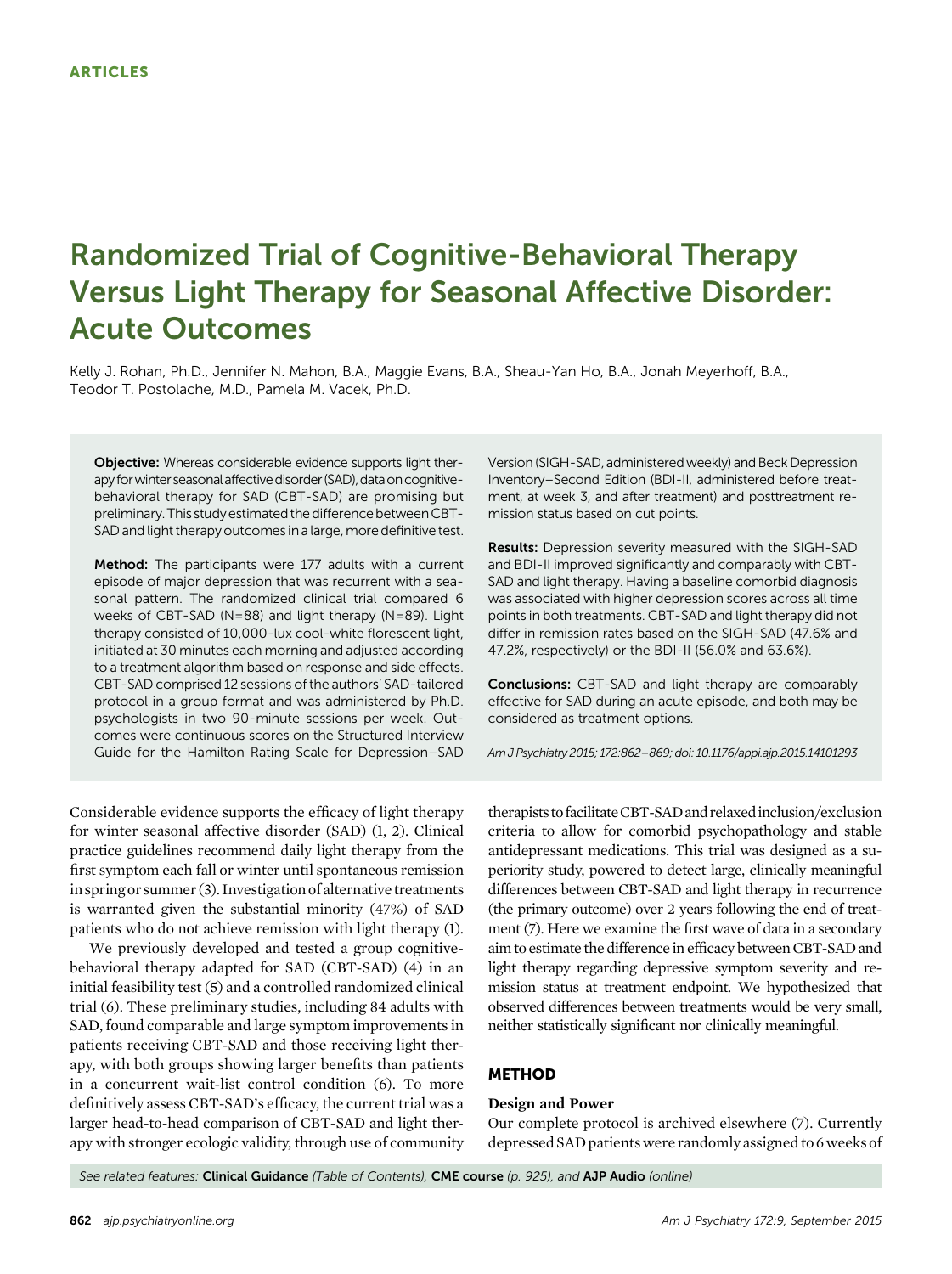ARTICLES

# Randomized Trial of Cognitive-Behavioral Therapy Versus Light Therapy for Seasonal Affective Disorder: Acute Outcomes

Kelly J. Rohan, Ph.D., Jennifer N. Mahon, B.A., Maggie Evans, B.A., Sheau-Yan Ho, B.A., Jonah Meyerhoff, B.A., Teodor T. Postolache, M.D., Pamela M. Vacek, Ph.D.

**Objective:** Whereas considerable evidence supports light therapy for winter seasonal affective disorder (SAD), data on cognitive-behavioral therapy for SAD (CBT-SAD) are promising but preliminary. This study estimated the difference between CBT-SAD and light therapy outcomes in a large, more definitive test.

**Method:** The participants were 177 adults with a current episode of major depression that was recurrent with a seasonal pattern. The randomized clinical trial compared 6 weeks of CBT-SAD (N=88) and light therapy (N=89). Light therapy consisted of 10,000-lux cool-white florescent light, initiated at 30 minutes each morning and adjusted according to a treatment algorithm based on response and side effects. CBT-SAD comprised 12 sessions of the authors' SAD-tailored protocol in a group format and was administered by Ph.D. psychologists in two 90-minute sessions per week. Outcomes were continuous scores on the Structured Interview Guide for the Hamilton Rating Scale for Depression–SAD Version (SIGH-SAD, administered weekly) and Beck Depression Inventory–Second Edition (BDI-II, administered before treatment, at week 3, and after treatment) and posttreatment remission status based on cut points.

**Results:** Depression severity measured with the SIGH-SAD and BDI-II improved significantly and comparably with CBT-SAD and light therapy. Having a baseline comorbid diagnosis was associated with higher depression scores across all time points in both treatments. CBT-SAD and light therapy did not differ in remission rates based on the SIGH-SAD (47.6% and 47.2%, respectively) or the BDI-II (56.0% and 63.6%).

**Conclusions:** CBT-SAD and light therapy are comparably effective for SAD during an acute episode, and both may be considered as treatment options.

*Am J Psychiatry 2015; 172:862–869; doi: 10.1176/appi.ajp.2015.14101293*

Considerable evidence supports the efficacy of light therapy for winter seasonal affective disorder (SAD) (1, 2). Clinical practice guidelines recommend daily light therapy from the first symptom each fall or winter until spontaneous remission in spring or summer (3). Investigation of alternative treatments is warranted given the substantial minority (47%) of SAD patients who do not achieve remission with light therapy (1).

We previously developed and tested a group cognitive-behavioral therapy adapted for SAD (CBT-SAD) (4) in an initial feasibility test (5) and a controlled randomized clinical trial (6). These preliminary studies, including 84 adults with SAD, found comparable and large symptom improvements in patients receiving CBT-SAD and those receiving light therapy, with both groups showing larger benefits than patients in a concurrent wait-list control condition (6). To more definitively assess CBT-SAD's efficacy, the current trial was a larger head-to-head comparison of CBT-SAD and light therapy with stronger ecologic validity, through use of community therapists to facilitate CBT-SAD and relaxed inclusion/exclusion criteria to allow for comorbid psychopathology and stable antidepressant medications. This trial was designed as a superiority study, powered to detect large, clinically meaningful differences between CBT-SAD and light therapy in recurrence (the primary outcome) over 2 years following the end of treatment (7). Here we examine the first wave of data in a secondary aim to estimate the difference in efficacy between CBT-SAD and light therapy regarding depressive symptom severity and remission status at treatment endpoint. We hypothesized that observed differences between treatments would be very small, neither statistically significant nor clinically meaningful.

## METHOD

### Design and Power

Our complete protocol is archived elsewhere (7). Currently depressed SAD patients were randomly assigned to 6 weeks of

*See related features:* **Clinical Guidance** *(Table of Contents),* **CME course** *(p. 925), and* **AJP Audio** *(online)*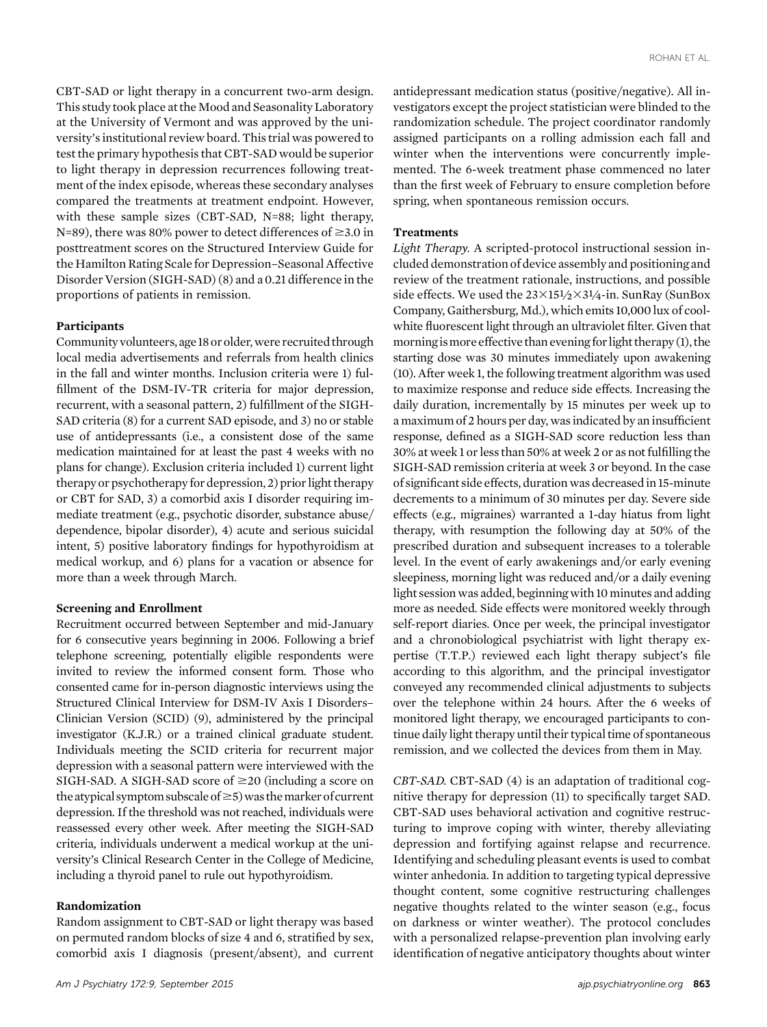CBT-SAD or light therapy in a concurrent two-arm design. This study took place at the Mood and Seasonality Laboratory at the University of Vermont and was approved by the university's institutional review board. This trial was powered to test the primary hypothesis that CBT-SAD would be superior to light therapy in depression recurrences following treatment of the index episode, whereas these secondary analyses compared the treatments at treatment endpoint. However, with these sample sizes (CBT-SAD, N=88; light therapy, N=89), there was 80% power to detect differences of ≥3.0 in posttreatment scores on the Structured Interview Guide for the Hamilton Rating Scale for Depression–Seasonal Affective Disorder Version (SIGH-SAD) (8) and a 0.21 difference in the proportions of patients in remission.

### Participants

Community volunteers, age 18 or older, were recruited through local media advertisements and referrals from health clinics in the fall and winter months. Inclusion criteria were 1) fulfillment of the DSM-IV-TR criteria for major depression, recurrent, with a seasonal pattern, 2) fulfillment of the SIGH-SAD criteria (8) for a current SAD episode, and 3) no or stable use of antidepressants (i.e., a consistent dose of the same medication maintained for at least the past 4 weeks with no plans for change). Exclusion criteria included 1) current light therapy or psychotherapy for depression, 2) prior light therapy or CBT for SAD, 3) a comorbid axis I disorder requiring immediate treatment (e.g., psychotic disorder, substance abuse/dependence, bipolar disorder), 4) acute and serious suicidal intent, 5) positive laboratory findings for hypothyroidism at medical workup, and 6) plans for a vacation or absence for more than a week through March.

### Screening and Enrollment

Recruitment occurred between September and mid-January for 6 consecutive years beginning in 2006. Following a brief telephone screening, potentially eligible respondents were invited to review the informed consent form. Those who consented came for in-person diagnostic interviews using the Structured Clinical Interview for DSM-IV Axis I Disorders–Clinician Version (SCID) (9), administered by the principal investigator (K.J.R.) or a trained clinical graduate student. Individuals meeting the SCID criteria for recurrent major depression with a seasonal pattern were interviewed with the SIGH-SAD. A SIGH-SAD score of ≥20 (including a score on the atypical symptom subscale of ≥5) was the marker of current depression. If the threshold was not reached, individuals were reassessed every other week. After meeting the SIGH-SAD criteria, individuals underwent a medical workup at the university's Clinical Research Center in the College of Medicine, including a thyroid panel to rule out hypothyroidism.

### Randomization

Random assignment to CBT-SAD or light therapy was based on permuted random blocks of size 4 and 6, stratified by sex, comorbid axis I diagnosis (present/absent), and current antidepressant medication status (positive/negative). All investigators except the project statistician were blinded to the randomization schedule. The project coordinator randomly assigned participants on a rolling admission each fall and winter when the interventions were concurrently implemented. The 6-week treatment phase commenced no later than the first week of February to ensure completion before spring, when spontaneous remission occurs.

### Treatments

*Light Therapy.* A scripted-protocol instructional session included demonstration of device assembly and positioning and review of the treatment rationale, instructions, and possible side effects. We used the 23×15½×3¼-in. SunRay (SunBox Company, Gaithersburg, Md.), which emits 10,000 lux of cool-white fluorescent light through an ultraviolet filter. Given that morning is more effective than evening for light therapy (1), the starting dose was 30 minutes immediately upon awakening (10). After week 1, the following treatment algorithm was used to maximize response and reduce side effects. Increasing the daily duration, incrementally by 15 minutes per week up to a maximum of 2 hours per day, was indicated by an insufficient response, defined as a SIGH-SAD score reduction less than 30% at week 1 or less than 50% at week 2 or as not fulfilling the SIGH-SAD remission criteria at week 3 or beyond. In the case of significant side effects, duration was decreased in 15-minute decrements to a minimum of 30 minutes per day. Severe side effects (e.g., migraines) warranted a 1-day hiatus from light therapy, with resumption the following day at 50% of the prescribed duration and subsequent increases to a tolerable level. In the event of early awakenings and/or early evening sleepiness, morning light was reduced and/or a daily evening light session was added, beginning with 10 minutes and adding more as needed. Side effects were monitored weekly through self-report diaries. Once per week, the principal investigator and a chronobiological psychiatrist with light therapy expertise (T.T.P.) reviewed each light therapy subject's file according to this algorithm, and the principal investigator conveyed any recommended clinical adjustments to subjects over the telephone within 24 hours. After the 6 weeks of monitored light therapy, we encouraged participants to continue daily light therapy until their typical time of spontaneous remission, and we collected the devices from them in May.

*CBT-SAD.* CBT-SAD (4) is an adaptation of traditional cognitive therapy for depression (11) to specifically target SAD. CBT-SAD uses behavioral activation and cognitive restructuring to improve coping with winter, thereby alleviating depression and fortifying against relapse and recurrence. Identifying and scheduling pleasant events is used to combat winter anhedonia. In addition to targeting typical depressive thought content, some cognitive restructuring challenges negative thoughts related to the winter season (e.g., focus on darkness or winter weather). The protocol concludes with a personalized relapse-prevention plan involving early identification of negative anticipatory thoughts about winter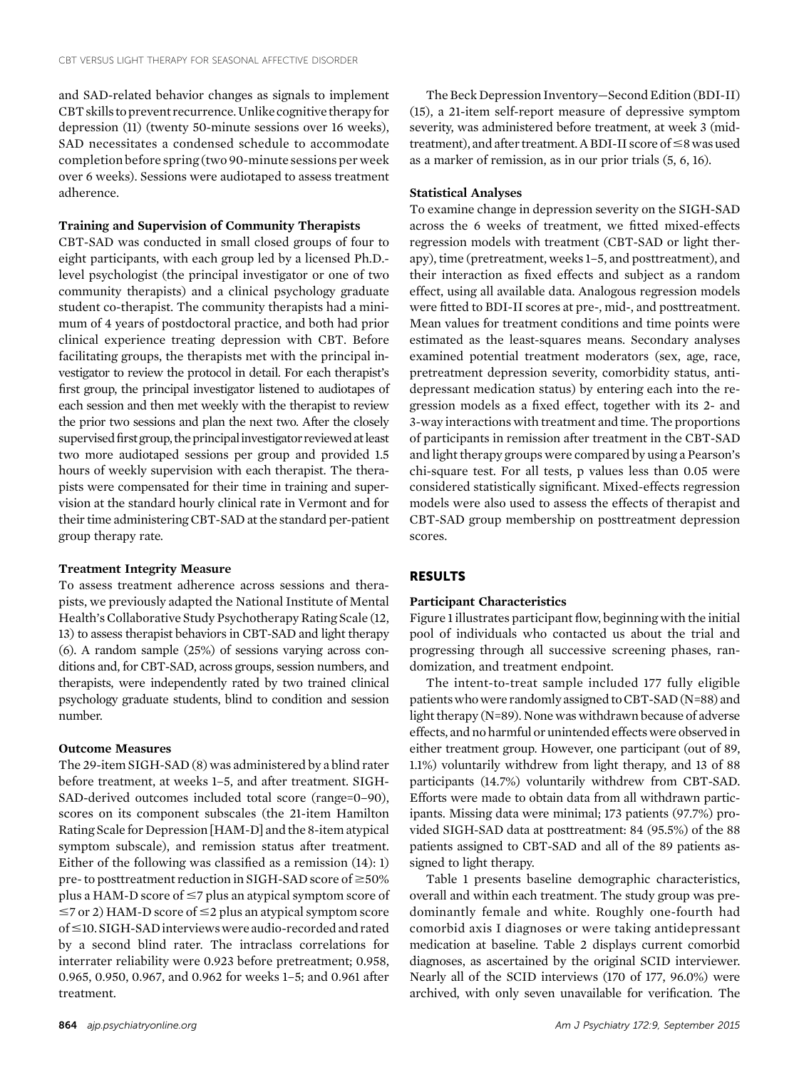and SAD-related behavior changes as signals to implement CBT skills to prevent recurrence. Unlike cognitive therapy for depression (11) (twenty 50-minute sessions over 16 weeks), SAD necessitates a condensed schedule to accommodate completion before spring (two 90-minute sessions per week over 6 weeks). Sessions were audiotaped to assess treatment adherence.

### Training and Supervision of Community Therapists

CBT-SAD was conducted in small closed groups of four to eight participants, with each group led by a licensed Ph.D.-level psychologist (the principal investigator or one of two community therapists) and a clinical psychology graduate student co-therapist. The community therapists had a minimum of 4 years of postdoctoral practice, and both had prior clinical experience treating depression with CBT. Before facilitating groups, the therapists met with the principal investigator to review the protocol in detail. For each therapist's first group, the principal investigator listened to audiotapes of each session and then met weekly with the therapist to review the prior two sessions and plan the next two. After the closely supervised first group, the principal investigator reviewed at least two more audiotaped sessions per group and provided 1.5 hours of weekly supervision with each therapist. The therapists were compensated for their time in training and supervision at the standard hourly clinical rate in Vermont and for their time administering CBT-SAD at the standard per-patient group therapy rate.

### Treatment Integrity Measure

To assess treatment adherence across sessions and therapists, we previously adapted the National Institute of Mental Health's Collaborative Study Psychotherapy Rating Scale (12, 13) to assess therapist behaviors in CBT-SAD and light therapy (6). A random sample (25%) of sessions varying across conditions and, for CBT-SAD, across groups, session numbers, and therapists, were independently rated by two trained clinical psychology graduate students, blind to condition and session number.

### Outcome Measures

The 29-item SIGH-SAD (8) was administered by a blind rater before treatment, at weeks 1–5, and after treatment. SIGH-SAD-derived outcomes included total score (range=0–90), scores on its component subscales (the 21-item Hamilton Rating Scale for Depression [HAM-D] and the 8-item atypical symptom subscale), and remission status after treatment. Either of the following was classified as a remission (14): 1) pre- to posttreatment reduction in SIGH-SAD score of ≥50% plus a HAM-D score of ≤7 plus an atypical symptom score of ≤7 or 2) HAM-D score of ≤2 plus an atypical symptom score of ≤10. SIGH-SAD interviews were audio-recorded and rated by a second blind rater. The intraclass correlations for interrater reliability were 0.923 before pretreatment; 0.958, 0.965, 0.950, 0.967, and 0.962 for weeks 1–5; and 0.961 after treatment.

The Beck Depression Inventory—Second Edition (BDI-II) (15), a 21-item self-report measure of depressive symptom severity, was administered before treatment, at week 3 (mid-treatment), and after treatment. A BDI-II score of ≤8 was used as a marker of remission, as in our prior trials (5, 6, 16).

### Statistical Analyses

To examine change in depression severity on the SIGH-SAD across the 6 weeks of treatment, we fitted mixed-effects regression models with treatment (CBT-SAD or light therapy), time (pretreatment, weeks 1–5, and posttreatment), and their interaction as fixed effects and subject as a random effect, using all available data. Analogous regression models were fitted to BDI-II scores at pre-, mid-, and posttreatment. Mean values for treatment conditions and time points were estimated as the least-squares means. Secondary analyses examined potential treatment moderators (sex, age, race, pretreatment depression severity, comorbidity status, antidepressant medication status) by entering each into the regression models as a fixed effect, together with its 2- and 3-way interactions with treatment and time. The proportions of participants in remission after treatment in the CBT-SAD and light therapy groups were compared by using a Pearson's chi-square test. For all tests, p values less than 0.05 were considered statistically significant. Mixed-effects regression models were also used to assess the effects of therapist and CBT-SAD group membership on posttreatment depression scores.

## RESULTS

### Participant Characteristics

Figure 1 illustrates participant flow, beginning with the initial pool of individuals who contacted us about the trial and progressing through all successive screening phases, randomization, and treatment endpoint.

The intent-to-treat sample included 177 fully eligible patients who were randomly assigned to CBT-SAD (N=88) and light therapy (N=89). None was withdrawn because of adverse effects, and no harmful or unintended effects were observed in either treatment group. However, one participant (out of 89, 1.1%) voluntarily withdrew from light therapy, and 13 of 88 participants (14.7%) voluntarily withdrew from CBT-SAD. Efforts were made to obtain data from all withdrawn participants. Missing data were minimal; 173 patients (97.7%) provided SIGH-SAD data at posttreatment: 84 (95.5%) of the 88 patients assigned to CBT-SAD and all of the 89 patients assigned to light therapy.

Table 1 presents baseline demographic characteristics, overall and within each treatment. The study group was predominantly female and white. Roughly one-fourth had comorbid axis I diagnoses or were taking antidepressant medication at baseline. Table 2 displays current comorbid diagnoses, as ascertained by the original SCID interviewer. Nearly all of the SCID interviews (170 of 177, 96.0%) were archived, with only seven unavailable for verification. The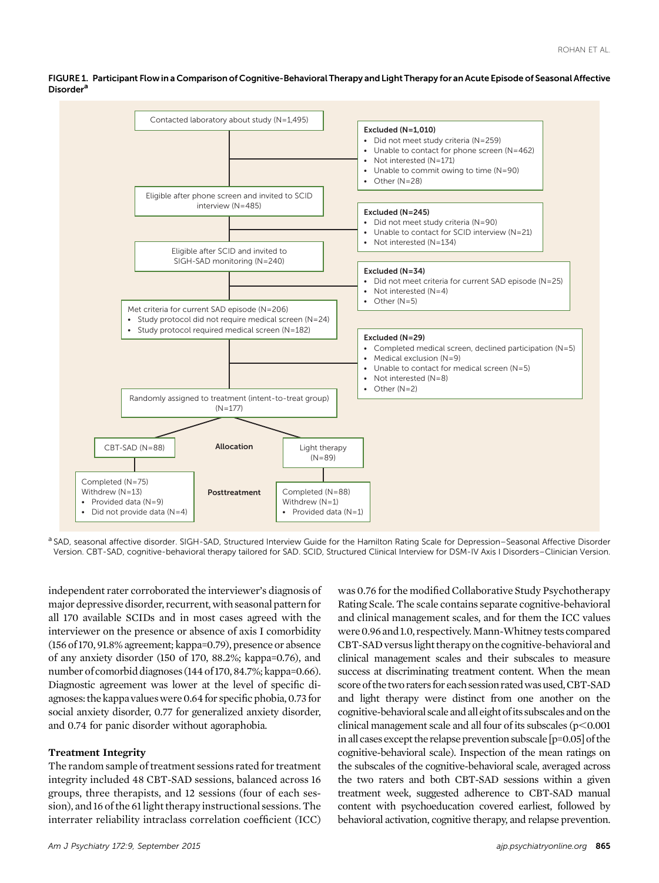**FIGURE 1. Participant Flow in a Comparison of Cognitive-Behavioral Therapy and Light Therapy for an Acute Episode of Seasonal Affective Disorder[a]**

Contacted laboratory about study (N=1,495)

**Excluded (N=1,010)**
- Did not meet study criteria (N=259)
- Unable to contact for phone screen (N=462)
- Not interested (N=171)
- Unable to commit owing to time (N=90)
- Other (N=28)

Eligible after phone screen and invited to SCID interview (N=485)

**Excluded (N=245)**
- Did not meet study criteria (N=90)
- Unable to contact for SCID interview (N=21)
- Not interested (N=134)

Eligible after SCID and invited to SIGH-SAD monitoring (N=240)

**Excluded (N=34)**
- Did not meet criteria for current SAD episode (N=25)
- Not interested (N=4)
- Other (N=5)

Met criteria for current SAD episode (N=206)
- Study protocol did not require medical screen (N=24)
- Study protocol required medical screen (N=182)

**Excluded (N=29)**
- Completed medical screen, declined participation (N=5)
- Medical exclusion (N=9)
- Unable to contact for medical screen (N=5)
- Not interested (N=8)
- Other (N=2)

Randomly assigned to treatment (intent-to-treat group) (N=177)

**Allocation**

CBT-SAD (N=88)

Light therapy (N=89)

**Posttreatment**

CBT-SAD: Completed (N=75); Withdrew (N=13)
- Provided data (N=9)
- Did not provide data (N=4)

Light therapy: Completed (N=88); Withdrew (N=1)
- Provided data (N=1)

[a] SAD, seasonal affective disorder. SIGH-SAD, Structured Interview Guide for the Hamilton Rating Scale for Depression–Seasonal Affective Disorder Version. CBT-SAD, cognitive-behavioral therapy tailored for SAD. SCID, Structured Clinical Interview for DSM-IV Axis I Disorders–Clinician Version.

independent rater corroborated the interviewer's diagnosis of major depressive disorder, recurrent, with seasonal pattern for all 170 available SCIDs and in most cases agreed with the interviewer on the presence or absence of axis I comorbidity (156 of 170, 91.8% agreement; kappa=0.79), presence or absence of any anxiety disorder (150 of 170, 88.2%; kappa=0.76), and number of comorbid diagnoses (144 of 170, 84.7%; kappa=0.66). Diagnostic agreement was lower at the level of specific diagnoses: the kappa values were 0.64 for specific phobia, 0.73 for social anxiety disorder, 0.77 for generalized anxiety disorder, and 0.74 for panic disorder without agoraphobia.

### Treatment Integrity

The random sample of treatment sessions rated for treatment integrity included 48 CBT-SAD sessions, balanced across 16 groups, three therapists, and 12 sessions (four of each session), and 16 of the 61 light therapy instructional sessions. The interrater reliability intraclass correlation coefficient (ICC) was 0.76 for the modified Collaborative Study Psychotherapy Rating Scale. The scale contains separate cognitive-behavioral and clinical management scales, and for them the ICC values were 0.96 and 1.0, respectively. Mann-Whitney tests compared CBT-SAD versus light therapy on the cognitive-behavioral and clinical management scales and their subscales to measure success at discriminating treatment content. When the mean score of the two raters for each session rated was used, CBT-SAD and light therapy were distinct from one another on the cognitive-behavioral scale and all eight of its subscales and on the clinical management scale and all four of its subscales ($p<0.001$ in all cases except the relapse prevention subscale [$p=0.05$] of the cognitive-behavioral scale). Inspection of the mean ratings on the subscales of the cognitive-behavioral scale, averaged across the two raters and both CBT-SAD sessions within a given treatment week, suggested adherence to CBT-SAD manual content with psychoeducation covered earliest, followed by behavioral activation, cognitive therapy, and relapse prevention.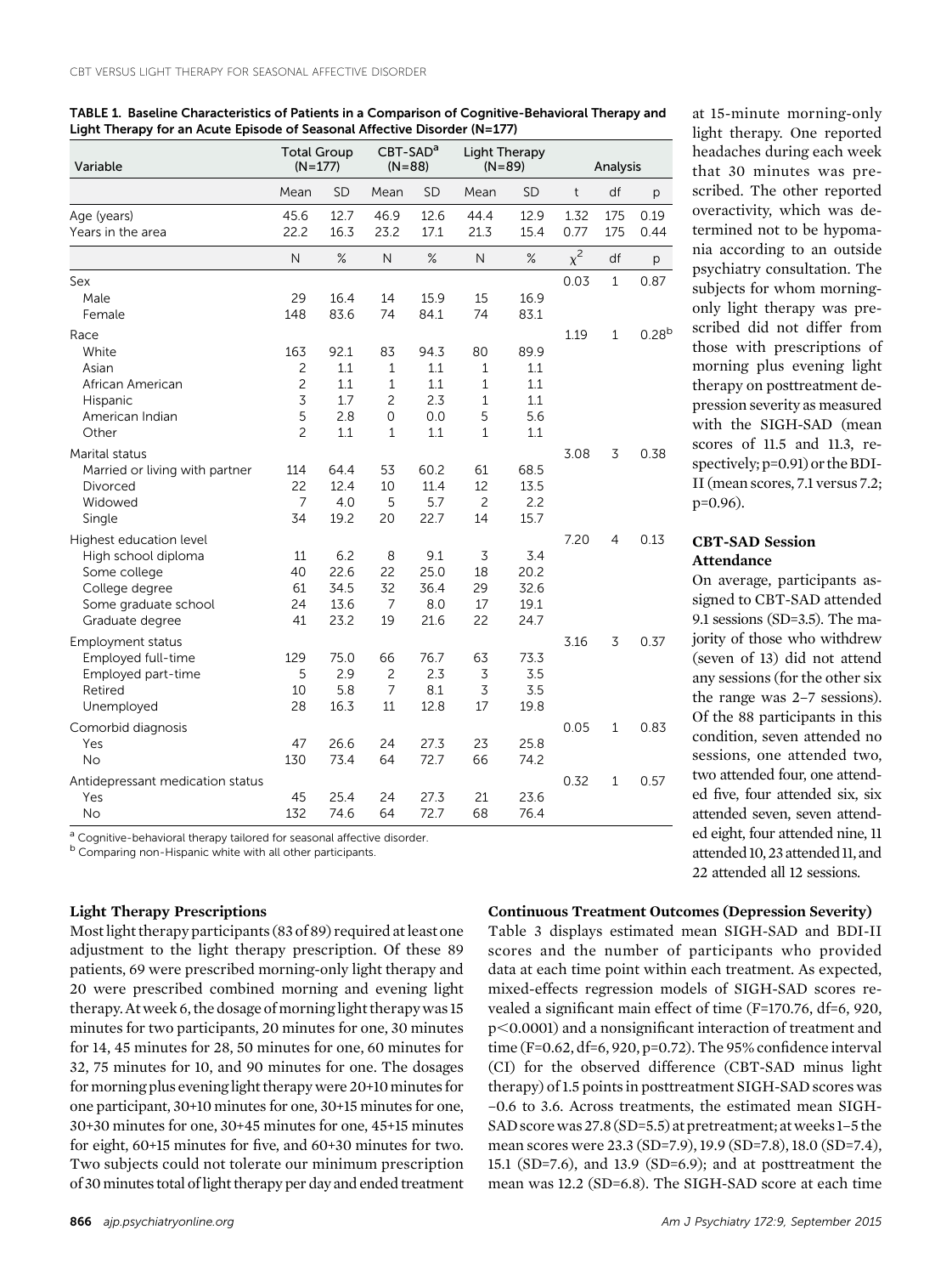**TABLE 1. Baseline Characteristics of Patients in a Comparison of Cognitive-Behavioral Therapy and Light Therapy for an Acute Episode of Seasonal Affective Disorder (N=177)**

| Variable | Total Group (N=177) | | CBT-SAD[a] (N=88) | | Light Therapy (N=89) | | Analysis | | |
|---|---|---|---|---|---|---|---|---|---|
| | Mean | SD | Mean | SD | Mean | SD | t | df | p |
| Age (years) | 45.6 | 12.7 | 46.9 | 12.6 | 44.4 | 12.9 | 1.32 | 175 | 0.19 |
| Years in the area | 22.2 | 16.3 | 23.2 | 17.1 | 21.3 | 15.4 | 0.77 | 175 | 0.44 |
| | N | % | N | % | N | % | $\chi^2$ | df | p |
| Sex | | | | | | | 0.03 | 1 | 0.87 |
| Male | 29 | 16.4 | 14 | 15.9 | 15 | 16.9 | | | |
| Female | 148 | 83.6 | 74 | 84.1 | 74 | 83.1 | | | |
| Race | | | | | | | 1.19 | 1 | 0.28[b] |
| White | 163 | 92.1 | 83 | 94.3 | 80 | 89.9 | | | |
| Asian | 2 | 1.1 | 1 | 1.1 | 1 | 1.1 | | | |
| African American | 2 | 1.1 | 1 | 1.1 | 1 | 1.1 | | | |
| Hispanic | 3 | 1.7 | 2 | 2.3 | 1 | 1.1 | | | |
| American Indian | 5 | 2.8 | 0 | 0.0 | 5 | 5.6 | | | |
| Other | 2 | 1.1 | 1 | 1.1 | 1 | 1.1 | | | |
| Marital status | | | | | | | 3.08 | 3 | 0.38 |
| Married or living with partner | 114 | 64.4 | 53 | 60.2 | 61 | 68.5 | | | |
| Divorced | 22 | 12.4 | 10 | 11.4 | 12 | 13.5 | | | |
| Widowed | 7 | 4.0 | 5 | 5.7 | 2 | 2.2 | | | |
| Single | 34 | 19.2 | 20 | 22.7 | 14 | 15.7 | | | |
| Highest education level | | | | | | | 7.20 | 4 | 0.13 |
| High school diploma | 11 | 6.2 | 8 | 9.1 | 3 | 3.4 | | | |
| Some college | 40 | 22.6 | 22 | 25.0 | 18 | 20.2 | | | |
| College degree | 61 | 34.5 | 32 | 36.4 | 29 | 32.6 | | | |
| Some graduate school | 24 | 13.6 | 7 | 8.0 | 17 | 19.1 | | | |
| Graduate degree | 41 | 23.2 | 19 | 21.6 | 22 | 24.7 | | | |
| Employment status | | | | | | | 3.16 | 3 | 0.37 |
| Employed full-time | 129 | 75.0 | 66 | 76.7 | 63 | 73.3 | | | |
| Employed part-time | 5 | 2.9 | 2 | 2.3 | 3 | 3.5 | | | |
| Retired | 10 | 5.8 | 7 | 8.1 | 3 | 3.5 | | | |
| Unemployed | 28 | 16.3 | 11 | 12.8 | 17 | 19.8 | | | |
| Comorbid diagnosis | | | | | | | 0.05 | 1 | 0.83 |
| Yes | 47 | 26.6 | 24 | 27.3 | 23 | 25.8 | | | |
| No | 130 | 73.4 | 64 | 72.7 | 66 | 74.2 | | | |
| Antidepressant medication status | | | | | | | 0.32 | 1 | 0.57 |
| Yes | 45 | 25.4 | 24 | 27.3 | 21 | 23.6 | | | |
| No | 132 | 74.6 | 64 | 72.7 | 68 | 76.4 | | | |

[a] Cognitive-behavioral therapy tailored for seasonal affective disorder.
[b] Comparing non-Hispanic white with all other participants.

### Light Therapy Prescriptions

Most light therapy participants (83 of 89) required at least one adjustment to the light therapy prescription. Of these 89 patients, 69 were prescribed morning-only light therapy and 20 were prescribed combined morning and evening light therapy. At week 6, the dosage of morning light therapy was 15 minutes for two participants, 20 minutes for one, 30 minutes for 14, 45 minutes for 28, 50 minutes for one, 60 minutes for 32, 75 minutes for 10, and 90 minutes for one. The dosages for morning plus evening light therapy were 20+10 minutes for one participant, 30+10 minutes for one, 30+15 minutes for one, 30+30 minutes for one, 30+45 minutes for one, 45+15 minutes for eight, 60+15 minutes for five, and 60+30 minutes for two. Two subjects could not tolerate our minimum prescription of 30 minutes total of light therapy per day and ended treatment at 15-minute morning-only light therapy. One reported headaches during each week that 30 minutes was prescribed. The other reported overactivity, which was determined not to be hypomania according to an outside psychiatry consultation. The subjects for whom morning-only light therapy was prescribed did not differ from those with prescriptions of morning plus evening light therapy on posttreatment depression severity as measured with the SIGH-SAD (mean scores of 11.5 and 11.3, respectively; p=0.91) or the BDI-II (mean scores, 7.1 versus 7.2; p=0.96).

### CBT-SAD Session Attendance

On average, participants assigned to CBT-SAD attended 9.1 sessions (SD=3.5). The majority of those who withdrew (seven of 13) did not attend any sessions (for the other six the range was 2–7 sessions). Of the 88 participants in this condition, seven attended no sessions, one attended two, two attended four, one attended five, four attended six, six attended seven, seven attended eight, four attended nine, 11 attended 10, 23 attended 11, and 22 attended all 12 sessions.

### Continuous Treatment Outcomes (Depression Severity)

Table 3 displays estimated mean SIGH-SAD and BDI-II scores and the number of participants who provided data at each time point within each treatment. As expected, mixed-effects regression models of SIGH-SAD scores revealed a significant main effect of time (F=170.76, df=6, 920, $p<0.0001$) and a nonsignificant interaction of treatment and time (F=0.62, df=6, 920, p=0.72). The 95% confidence interval (CI) for the observed difference (CBT-SAD minus light therapy) of 1.5 points in posttreatment SIGH-SAD scores was −0.6 to 3.6. Across treatments, the estimated mean SIGH-SAD score was 27.8 (SD=5.5) at pretreatment; at weeks 1–5 the mean scores were 23.3 (SD=7.9), 19.9 (SD=7.8), 18.0 (SD=7.4), 15.1 (SD=7.6), and 13.9 (SD=6.9); and at posttreatment the mean was 12.2 (SD=6.8). The SIGH-SAD score at each time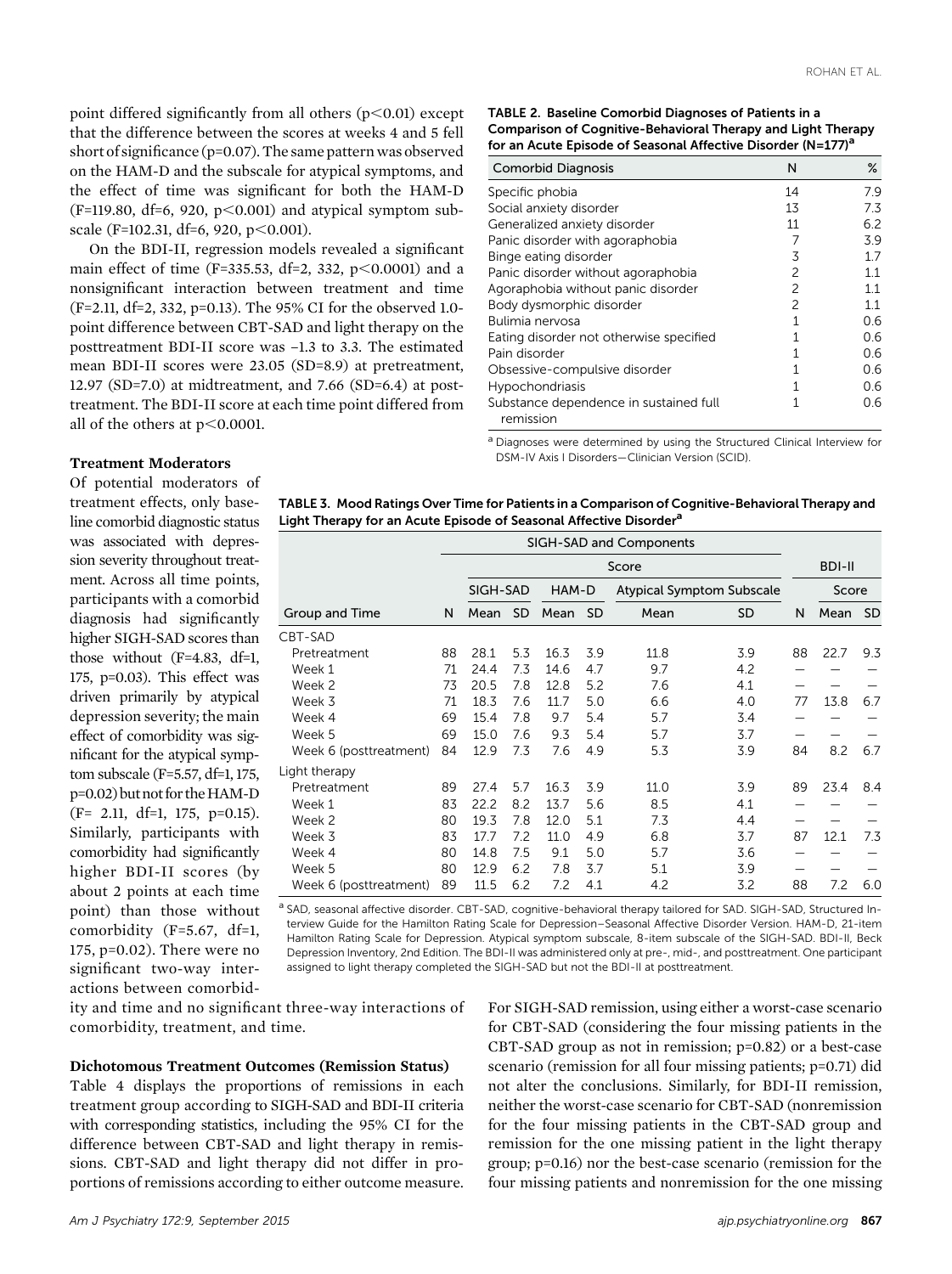point differed significantly from all others ($p<0.01$) except that the difference between the scores at weeks 4 and 5 fell short of significance ($p=0.07$). The same pattern was observed on the HAM-D and the subscale for atypical symptoms, and the effect of time was significant for both the HAM-D ($F=119.80$, $df=6, 920$, $p<0.001$) and atypical symptom subscale ($F=102.31$, $df=6, 920$, $p<0.001$).

On the BDI-II, regression models revealed a significant main effect of time ($F=335.53$, $df=2, 332$, $p<0.0001$) and a nonsignificant interaction between treatment and time ($F=2.11$, $df=2, 332$, $p=0.13$). The 95% CI for the observed 1.0-point difference between CBT-SAD and light therapy on the posttreatment BDI-II score was –1.3 to 3.3. The estimated mean BDI-II scores were 23.05 (SD=8.9) at pretreatment, 12.97 (SD=7.0) at midtreatment, and 7.66 (SD=6.4) at posttreatment. The BDI-II score at each time point differed from all of the others at $p<0.0001$.

**TABLE 2. Baseline Comorbid Diagnoses of Patients in a Comparison of Cognitive-Behavioral Therapy and Light Therapy for an Acute Episode of Seasonal Affective Disorder (N=177)[a]**

| Comorbid Diagnosis | N | % |
|---|---|---|
| Specific phobia | 14 | 7.9 |
| Social anxiety disorder | 13 | 7.3 |
| Generalized anxiety disorder | 11 | 6.2 |
| Panic disorder with agoraphobia | 7 | 3.9 |
| Binge eating disorder | 3 | 1.7 |
| Panic disorder without agoraphobia | 2 | 1.1 |
| Agoraphobia without panic disorder | 2 | 1.1 |
| Body dysmorphic disorder | 2 | 1.1 |
| Bulimia nervosa | 1 | 0.6 |
| Eating disorder not otherwise specified | 1 | 0.6 |
| Pain disorder | 1 | 0.6 |
| Obsessive-compulsive disorder | 1 | 0.6 |
| Hypochondriasis | 1 | 0.6 |
| Substance dependence in sustained full remission | 1 | 0.6 |

[a] Diagnoses were determined by using the Structured Clinical Interview for DSM-IV Axis I Disorders—Clinician Version (SCID).

### Treatment Moderators

Of potential moderators of treatment effects, only baseline comorbid diagnostic status was associated with depression severity throughout treatment. Across all time points, participants with a comorbid diagnosis had significantly higher SIGH-SAD scores than those without ($F=4.83$, $df=1, 175$, $p=0.03$). This effect was driven primarily by atypical depression severity; the main effect of comorbidity was significant for the atypical symptom subscale ($F=5.57$, $df=1, 175$, $p=0.02$) but not for the HAM-D ($F=2.11$, $df=1, 175$, $p=0.15$). Similarly, participants with comorbidity had significantly higher BDI-II scores (by about 2 points at each time point) than those without comorbidity ($F=5.67$, $df=1, 175$, $p=0.02$). There were no significant two-way interactions between comorbidity and time and no significant three-way interactions of comorbidity, treatment, and time.

**TABLE 3. Mood Ratings Over Time for Patients in a Comparison of Cognitive-Behavioral Therapy and Light Therapy for an Acute Episode of Seasonal Affective Disorder[a]**

| | SIGH-SAD and Components | | | | | | | | BDI-II | | |
|---|---|---|---|---|---|---|---|---|---|---|---|
| | | Score | | | | | | | | Score | |
| | | SIGH-SAD | | HAM-D | | Atypical Symptom Subscale | | | | | |
| Group and Time | N | Mean | SD | Mean | SD | Mean | SD | | N | Mean | SD |
| CBT-SAD | | | | | | | | | | | |
| Pretreatment | 88 | 28.1 | 5.3 | 16.3 | 3.9 | 11.8 | 3.9 | | 88 | 22.7 | 9.3 |
| Week 1 | 71 | 24.4 | 7.3 | 14.6 | 4.7 | 9.7 | 4.2 | | — | — | — |
| Week 2 | 73 | 20.5 | 7.8 | 12.8 | 5.2 | 7.6 | 4.1 | | — | — | — |
| Week 3 | 71 | 18.3 | 7.6 | 11.7 | 5.0 | 6.6 | 4.0 | | 77 | 13.8 | 6.7 |
| Week 4 | 69 | 15.4 | 7.8 | 9.7 | 5.4 | 5.7 | 3.4 | | — | — | — |
| Week 5 | 69 | 15.0 | 7.6 | 9.3 | 5.4 | 5.7 | 3.7 | | — | — | — |
| Week 6 (posttreatment) | 84 | 12.9 | 7.3 | 7.6 | 4.9 | 5.3 | 3.9 | | 84 | 8.2 | 6.7 |
| Light therapy | | | | | | | | | | | |
| Pretreatment | 89 | 27.4 | 5.7 | 16.3 | 3.9 | 11.0 | 3.9 | | 89 | 23.4 | 8.4 |
| Week 1 | 83 | 22.2 | 8.2 | 13.7 | 5.6 | 8.5 | 4.1 | | — | — | — |
| Week 2 | 80 | 19.3 | 7.8 | 12.0 | 5.1 | 7.3 | 4.4 | | — | — | — |
| Week 3 | 83 | 17.7 | 7.2 | 11.0 | 4.9 | 6.8 | 3.7 | | 87 | 12.1 | 7.3 |
| Week 4 | 80 | 14.8 | 7.5 | 9.1 | 5.0 | 5.7 | 3.6 | | — | — | — |
| Week 5 | 80 | 12.9 | 6.2 | 7.8 | 3.7 | 5.1 | 3.9 | | — | — | — |
| Week 6 (posttreatment) | 89 | 11.5 | 6.2 | 7.2 | 4.1 | 4.2 | 3.2 | | 88 | 7.2 | 6.0 |

[a] SAD, seasonal affective disorder. CBT-SAD, cognitive-behavioral therapy tailored for SAD. SIGH-SAD, Structured Interview Guide for the Hamilton Rating Scale for Depression–Seasonal Affective Disorder Version. HAM-D, 21-item Hamilton Rating Scale for Depression. Atypical symptom subscale, 8-item subscale of the SIGH-SAD. BDI-II, Beck Depression Inventory, 2nd Edition. The BDI-II was administered only at pre-, mid-, and posttreatment. One participant assigned to light therapy completed the SIGH-SAD but not the BDI-II at posttreatment.

### Dichotomous Treatment Outcomes (Remission Status)

Table 4 displays the proportions of remissions in each treatment group according to SIGH-SAD and BDI-II criteria with corresponding statistics, including the 95% CI for the difference between CBT-SAD and light therapy in remissions. CBT-SAD and light therapy did not differ in proportions of remissions according to either outcome measure. For SIGH-SAD remission, using either a worst-case scenario for CBT-SAD (considering the four missing patients in the CBT-SAD group as not in remission; $p=0.82$) or a best-case scenario (remission for all four missing patients; $p=0.71$) did not alter the conclusions. Similarly, for BDI-II remission, neither the worst-case scenario for CBT-SAD (nonremission for the four missing patients in the CBT-SAD group and remission for the one missing patient in the light therapy group; $p=0.16$) nor the best-case scenario (remission for the four missing patients and nonremission for the one missing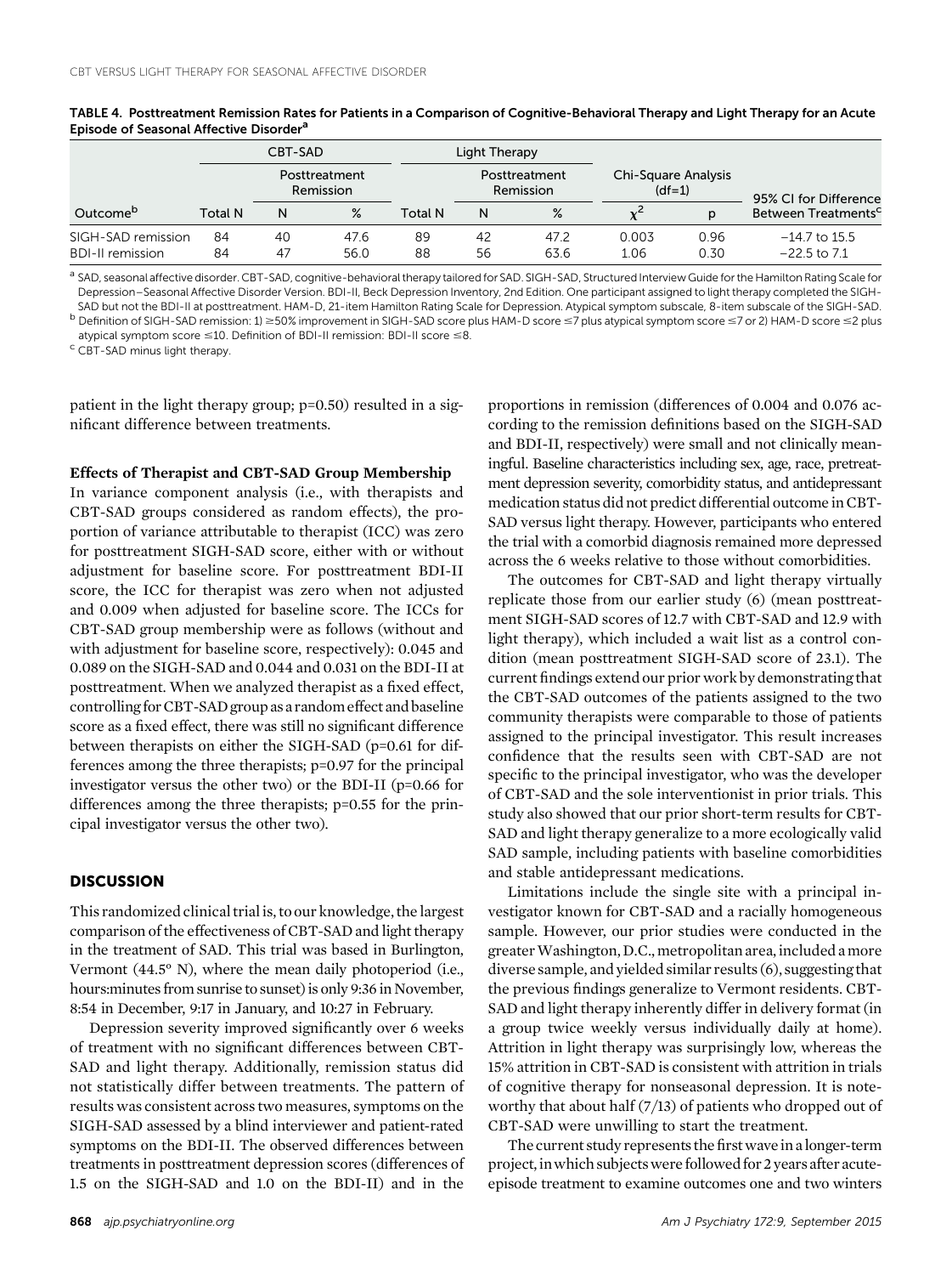TABLE 4. Posttreatment Remission Rates for Patients in a Comparison of Cognitive-Behavioral Therapy and Light Therapy for an Acute Episode of Seasonal Affective Disorder[a]

| | CBT-SAD | | | Light Therapy | | | | | |
|---|---|---|---|---|---|---|---|---|---|
| | | Posttreatment Remission | | | Posttreatment Remission | | Chi-Square Analysis (df=1) | | |
| Outcome[b] | Total N | N | % | Total N | N | % | $\chi^2$ | p | 95% CI for Difference Between Treatments[c] |
| SIGH-SAD remission | 84 | 40 | 47.6 | 89 | 42 | 47.2 | 0.003 | 0.96 | −14.7 to 15.5 |
| BDI-II remission | 84 | 47 | 56.0 | 88 | 56 | 63.6 | 1.06 | 0.30 | −22.5 to 7.1 |

[a] SAD, seasonal affective disorder. CBT-SAD, cognitive-behavioral therapy tailored for SAD. SIGH-SAD, Structured Interview Guide for the Hamilton Rating Scale for Depression–Seasonal Affective Disorder Version. BDI-II, Beck Depression Inventory, 2nd Edition. One participant assigned to light therapy completed the SIGH-SAD but not the BDI-II at posttreatment. HAM-D, 21-item Hamilton Rating Scale for Depression. Atypical symptom subscale, 8-item subscale of the SIGH-SAD.

[b] Definition of SIGH-SAD remission: 1) ≥50% improvement in SIGH-SAD score plus HAM-D score ≤7 plus atypical symptom score ≤7 or 2) HAM-D score ≤2 plus atypical symptom score ≤10. Definition of BDI-II remission: BDI-II score ≤8.

[c] CBT-SAD minus light therapy.

patient in the light therapy group; p=0.50) resulted in a significant difference between treatments.

### Effects of Therapist and CBT-SAD Group Membership

In variance component analysis (i.e., with therapists and CBT-SAD groups considered as random effects), the proportion of variance attributable to therapist (ICC) was zero for posttreatment SIGH-SAD score, either with or without adjustment for baseline score. For posttreatment BDI-II score, the ICC for therapist was zero when not adjusted and 0.009 when adjusted for baseline score. The ICCs for CBT-SAD group membership were as follows (without and with adjustment for baseline score, respectively): 0.045 and 0.089 on the SIGH-SAD and 0.044 and 0.031 on the BDI-II at posttreatment. When we analyzed therapist as a fixed effect, controlling for CBT-SAD group as a random effect and baseline score as a fixed effect, there was still no significant difference between therapists on either the SIGH-SAD (p=0.61 for differences among the three therapists; p=0.97 for the principal investigator versus the other two) or the BDI-II (p=0.66 for differences among the three therapists; p=0.55 for the principal investigator versus the other two).

## DISCUSSION

This randomized clinical trial is, to our knowledge, the largest comparison of the effectiveness of CBT-SAD and light therapy in the treatment of SAD. This trial was based in Burlington, Vermont (44.5° N), where the mean daily photoperiod (i.e., hours:minutes from sunrise to sunset) is only 9:36 in November, 8:54 in December, 9:17 in January, and 10:27 in February.

Depression severity improved significantly over 6 weeks of treatment with no significant differences between CBT-SAD and light therapy. Additionally, remission status did not statistically differ between treatments. The pattern of results was consistent across two measures, symptoms on the SIGH-SAD assessed by a blind interviewer and patient-rated symptoms on the BDI-II. The observed differences between treatments in posttreatment depression scores (differences of 1.5 on the SIGH-SAD and 1.0 on the BDI-II) and in the proportions in remission (differences of 0.004 and 0.076 according to the remission definitions based on the SIGH-SAD and BDI-II, respectively) were small and not clinically meaningful. Baseline characteristics including sex, age, race, pretreatment depression severity, comorbidity status, and antidepressant medication status did not predict differential outcome in CBT-SAD versus light therapy. However, participants who entered the trial with a comorbid diagnosis remained more depressed across the 6 weeks relative to those without comorbidities.

The outcomes for CBT-SAD and light therapy virtually replicate those from our earlier study (6) (mean posttreatment SIGH-SAD scores of 12.7 with CBT-SAD and 12.9 with light therapy), which included a wait list as a control condition (mean posttreatment SIGH-SAD score of 23.1). The current findings extend our prior work by demonstrating that the CBT-SAD outcomes of the patients assigned to the two community therapists were comparable to those of patients assigned to the principal investigator. This result increases confidence that the results seen with CBT-SAD are not specific to the principal investigator, who was the developer of CBT-SAD and the sole interventionist in prior trials. This study also showed that our prior short-term results for CBT-SAD and light therapy generalize to a more ecologically valid SAD sample, including patients with baseline comorbidities and stable antidepressant medications.

Limitations include the single site with a principal investigator known for CBT-SAD and a racially homogeneous sample. However, our prior studies were conducted in the greater Washington, D.C., metropolitan area, included a more diverse sample, and yielded similar results (6), suggesting that the previous findings generalize to Vermont residents. CBT-SAD and light therapy inherently differ in delivery format (in a group twice weekly versus individually daily at home). Attrition in light therapy was surprisingly low, whereas the 15% attrition in CBT-SAD is consistent with attrition in trials of cognitive therapy for nonseasonal depression. It is noteworthy that about half (7/13) of patients who dropped out of CBT-SAD were unwilling to start the treatment.

The current study represents the first wave in a longer-term project, in which subjects were followed for 2 years after acute-episode treatment to examine outcomes one and two winters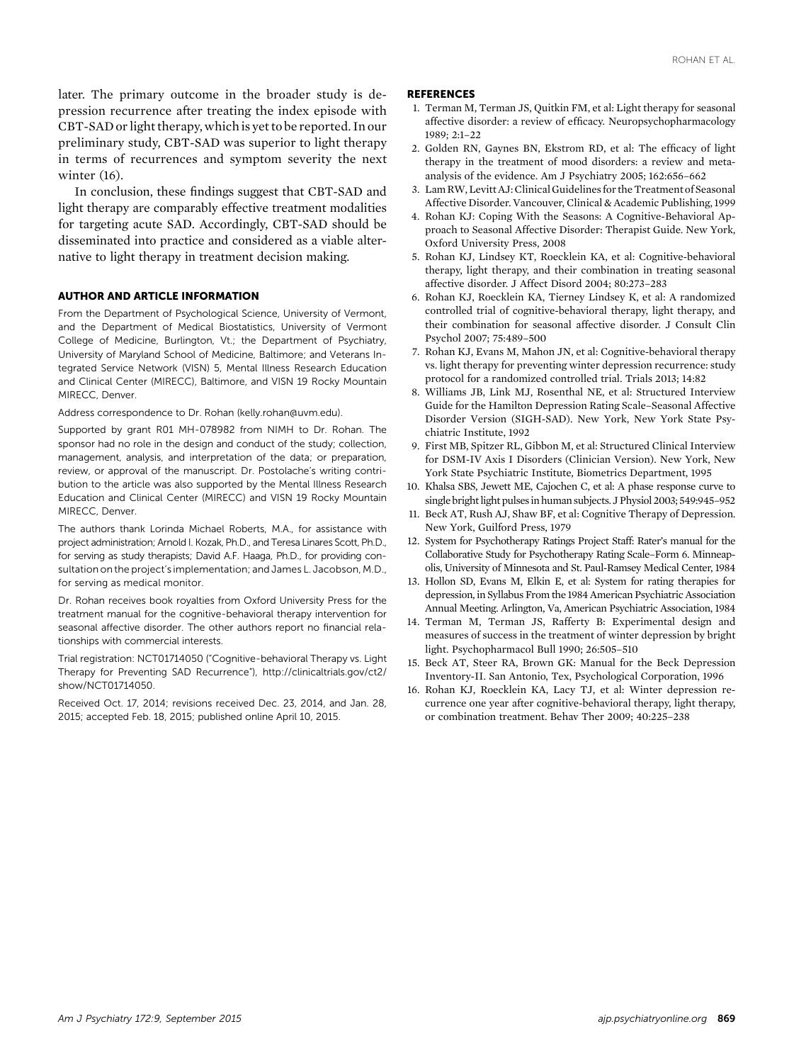later. The primary outcome in the broader study is depression recurrence after treating the index episode with CBT-SAD or light therapy, which is yet to be reported. In our preliminary study, CBT-SAD was superior to light therapy in terms of recurrences and symptom severity the next winter (16).

In conclusion, these findings suggest that CBT-SAD and light therapy are comparably effective treatment modalities for targeting acute SAD. Accordingly, CBT-SAD should be disseminated into practice and considered as a viable alternative to light therapy in treatment decision making.

## AUTHOR AND ARTICLE INFORMATION

From the Department of Psychological Science, University of Vermont, and the Department of Medical Biostatistics, University of Vermont College of Medicine, Burlington, Vt.; the Department of Psychiatry, University of Maryland School of Medicine, Baltimore; and Veterans Integrated Service Network (VISN) 5, Mental Illness Research Education and Clinical Center (MIRECC), Baltimore, and VISN 19 Rocky Mountain MIRECC, Denver.

Address correspondence to Dr. Rohan (kelly.rohan@uvm.edu).

Supported by grant R01 MH-078982 from NIMH to Dr. Rohan. The sponsor had no role in the design and conduct of the study; collection, management, analysis, and interpretation of the data; or preparation, review, or approval of the manuscript. Dr. Postolache's writing contribution to the article was also supported by the Mental Illness Research Education and Clinical Center (MIRECC) and VISN 19 Rocky Mountain MIRECC, Denver.

The authors thank Lorinda Michael Roberts, M.A., for assistance with project administration; Arnold I. Kozak, Ph.D., and Teresa Linares Scott, Ph.D., for serving as study therapists; David A.F. Haaga, Ph.D., for providing consultation on the project's implementation; and James L. Jacobson, M.D., for serving as medical monitor.

Dr. Rohan receives book royalties from Oxford University Press for the treatment manual for the cognitive-behavioral therapy intervention for seasonal affective disorder. The other authors report no financial relationships with commercial interests.

Trial registration: NCT01714050 ("Cognitive-behavioral Therapy vs. Light Therapy for Preventing SAD Recurrence"), http://clinicaltrials.gov/ct2/show/NCT01714050.

Received Oct. 17, 2014; revisions received Dec. 23, 2014, and Jan. 28, 2015; accepted Feb. 18, 2015; published online April 10, 2015.

## REFERENCES

1. Terman M, Terman JS, Quitkin FM, et al: Light therapy for seasonal affective disorder: a review of efficacy. Neuropsychopharmacology 1989; 2:1–22
2. Golden RN, Gaynes BN, Ekstrom RD, et al: The efficacy of light therapy in the treatment of mood disorders: a review and meta-analysis of the evidence. Am J Psychiatry 2005; 162:656–662
3. Lam RW, Levitt AJ: Clinical Guidelines for the Treatment of Seasonal Affective Disorder. Vancouver, Clinical & Academic Publishing, 1999
4. Rohan KJ: Coping With the Seasons: A Cognitive-Behavioral Approach to Seasonal Affective Disorder: Therapist Guide. New York, Oxford University Press, 2008
5. Rohan KJ, Lindsey KT, Roecklein KA, et al: Cognitive-behavioral therapy, light therapy, and their combination in treating seasonal affective disorder. J Affect Disord 2004; 80:273–283
6. Rohan KJ, Roecklein KA, Tierney Lindsey K, et al: A randomized controlled trial of cognitive-behavioral therapy, light therapy, and their combination for seasonal affective disorder. J Consult Clin Psychol 2007; 75:489–500
7. Rohan KJ, Evans M, Mahon JN, et al: Cognitive-behavioral therapy vs. light therapy for preventing winter depression recurrence: study protocol for a randomized controlled trial. Trials 2013; 14:82
8. Williams JB, Link MJ, Rosenthal NE, et al: Structured Interview Guide for the Hamilton Depression Rating Scale–Seasonal Affective Disorder Version (SIGH-SAD). New York, New York State Psychiatric Institute, 1992
9. First MB, Spitzer RL, Gibbon M, et al: Structured Clinical Interview for DSM-IV Axis I Disorders (Clinician Version). New York, New York State Psychiatric Institute, Biometrics Department, 1995
10. Khalsa SBS, Jewett ME, Cajochen C, et al: A phase response curve to single bright light pulses in human subjects. J Physiol 2003; 549:945–952
11. Beck AT, Rush AJ, Shaw BF, et al: Cognitive Therapy of Depression. New York, Guilford Press, 1979
12. System for Psychotherapy Ratings Project Staff: Rater's manual for the Collaborative Study for Psychotherapy Rating Scale–Form 6. Minneapolis, University of Minnesota and St. Paul-Ramsey Medical Center, 1984
13. Hollon SD, Evans M, Elkin E, et al: System for rating therapies for depression, in Syllabus From the 1984 American Psychiatric Association Annual Meeting. Arlington, Va, American Psychiatric Association, 1984
14. Terman M, Terman JS, Rafferty B: Experimental design and measures of success in the treatment of winter depression by bright light. Psychopharmacol Bull 1990; 26:505–510
15. Beck AT, Steer RA, Brown GK: Manual for the Beck Depression Inventory-II. San Antonio, Tex, Psychological Corporation, 1996
16. Rohan KJ, Roecklein KA, Lacy TJ, et al: Winter depression recurrence one year after cognitive-behavioral therapy, light therapy, or combination treatment. Behav Ther 2009; 40:225–238